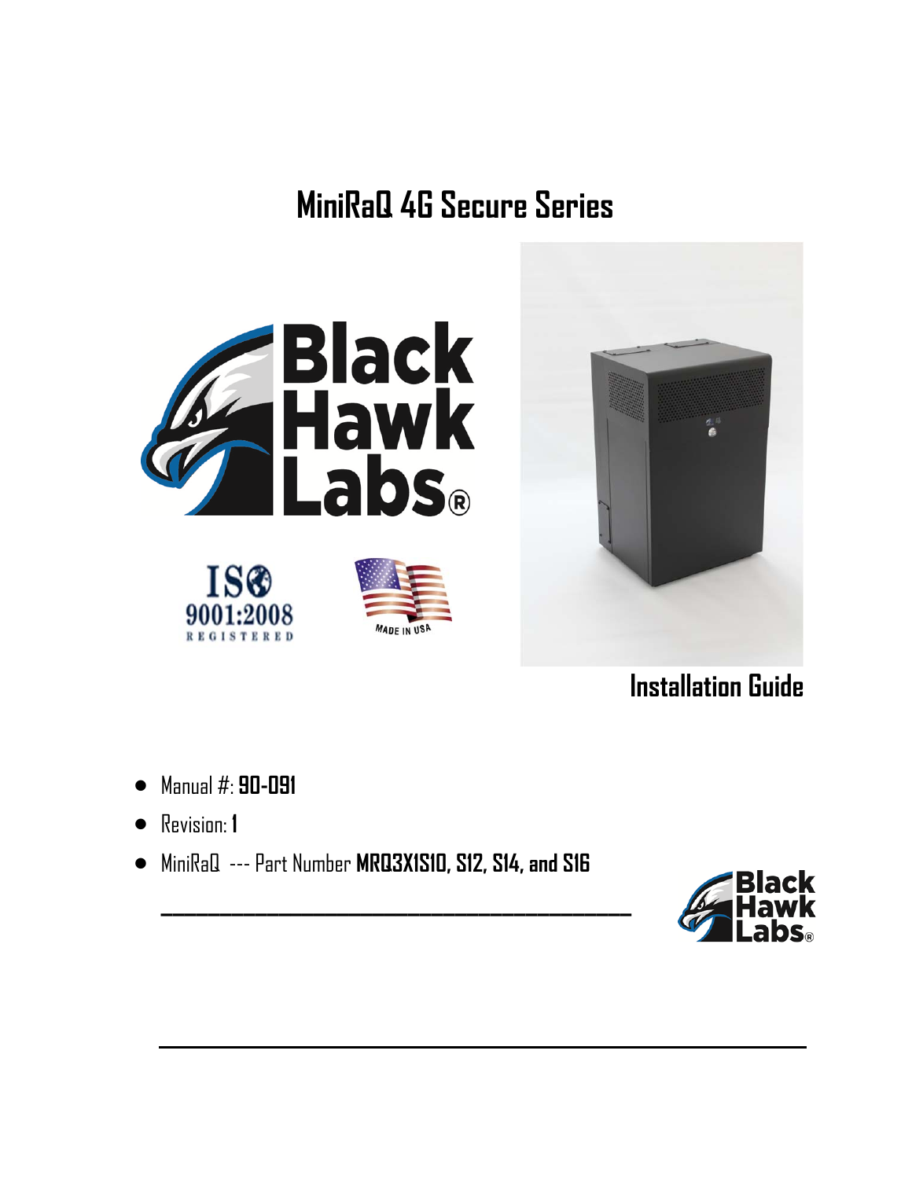# MiniRaQ 4G Secure Series

## Installation Guide

- Manual #: **90-091**
- Revision: **1**
- MiniRaQ --- Part Number **MRQ3X1S10, S12, S14, and S16**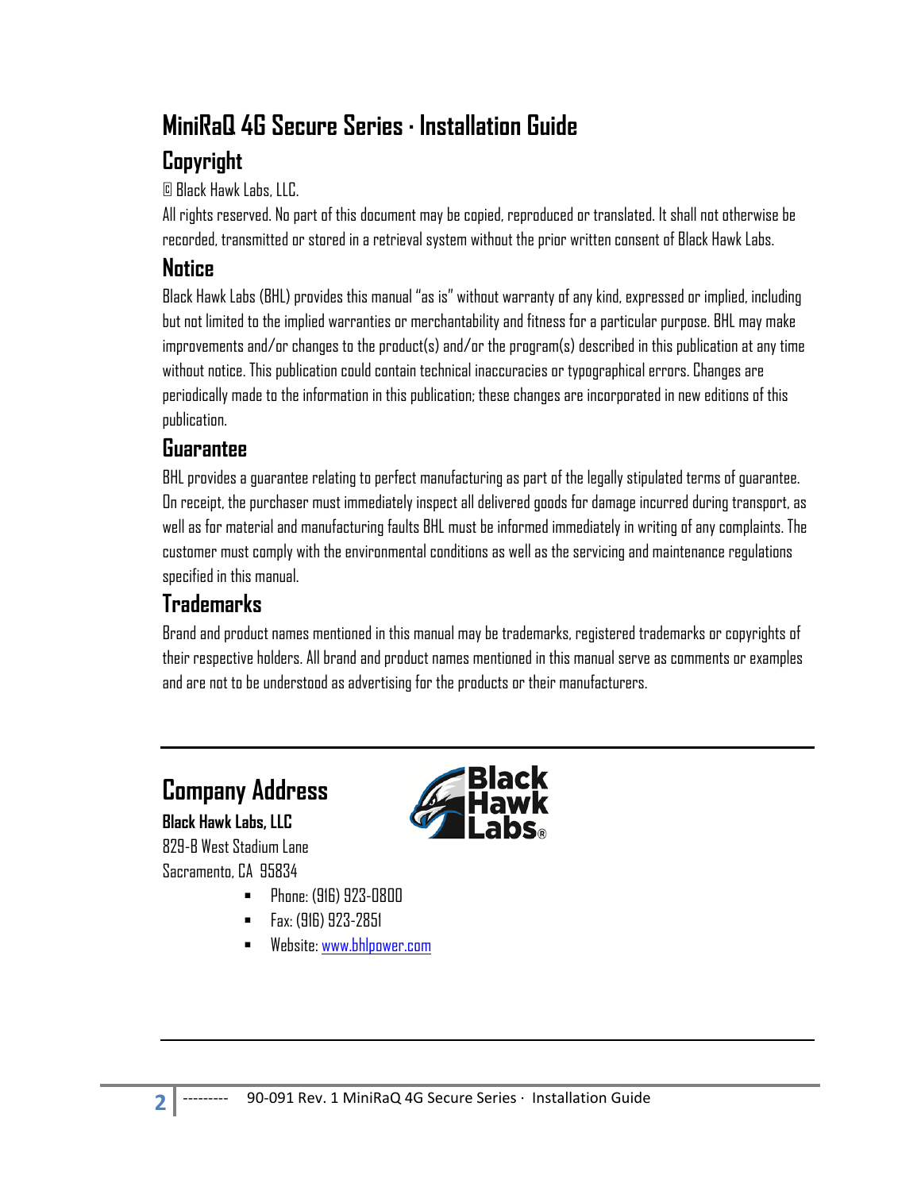# MiniRaQ 4G Secure Series · Installation Guide

## Copyright

© Black Hawk Labs, LLC.

All rights reserved. No part of this document may be copied, reproduced or translated. It shall not otherwise be recorded, transmitted or stored in a retrieval system without the prior written consent of Black Hawk Labs.

## Notice

Black Hawk Labs (BHL) provides this manual "as is" without warranty of any kind, expressed or implied, including but not limited to the implied warranties or merchantability and fitness for a particular purpose. BHL may make improvements and/or changes to the product(s) and/or the program(s) described in this publication at any time without notice. This publication could contain technical inaccuracies or typographical errors. Changes are periodically made to the information in this publication; these changes are incorporated in new editions of this publication.

## Guarantee

BHL provides a guarantee relating to perfect manufacturing as part of the legally stipulated terms of guarantee. On receipt, the purchaser must immediately inspect all delivered goods for damage incurred during transport, as well as for material and manufacturing faults BHL must be informed immediately in writing of any complaints. The customer must comply with the environmental conditions as well as the servicing and maintenance regulations specified in this manual.

## Trademarks

Brand and product names mentioned in this manual may be trademarks, registered trademarks or copyrights of their respective holders. All brand and product names mentioned in this manual serve as comments or examples and are not to be understood as advertising for the products or their manufacturers.

---

## Company Address

**Black Hawk Labs, LLC**
829-B West Stadium Lane
Sacramento, CA 95834

- Phone: (916) 923-0800
- Fax: (916) 923-2851
- Website: www.bhlpower.com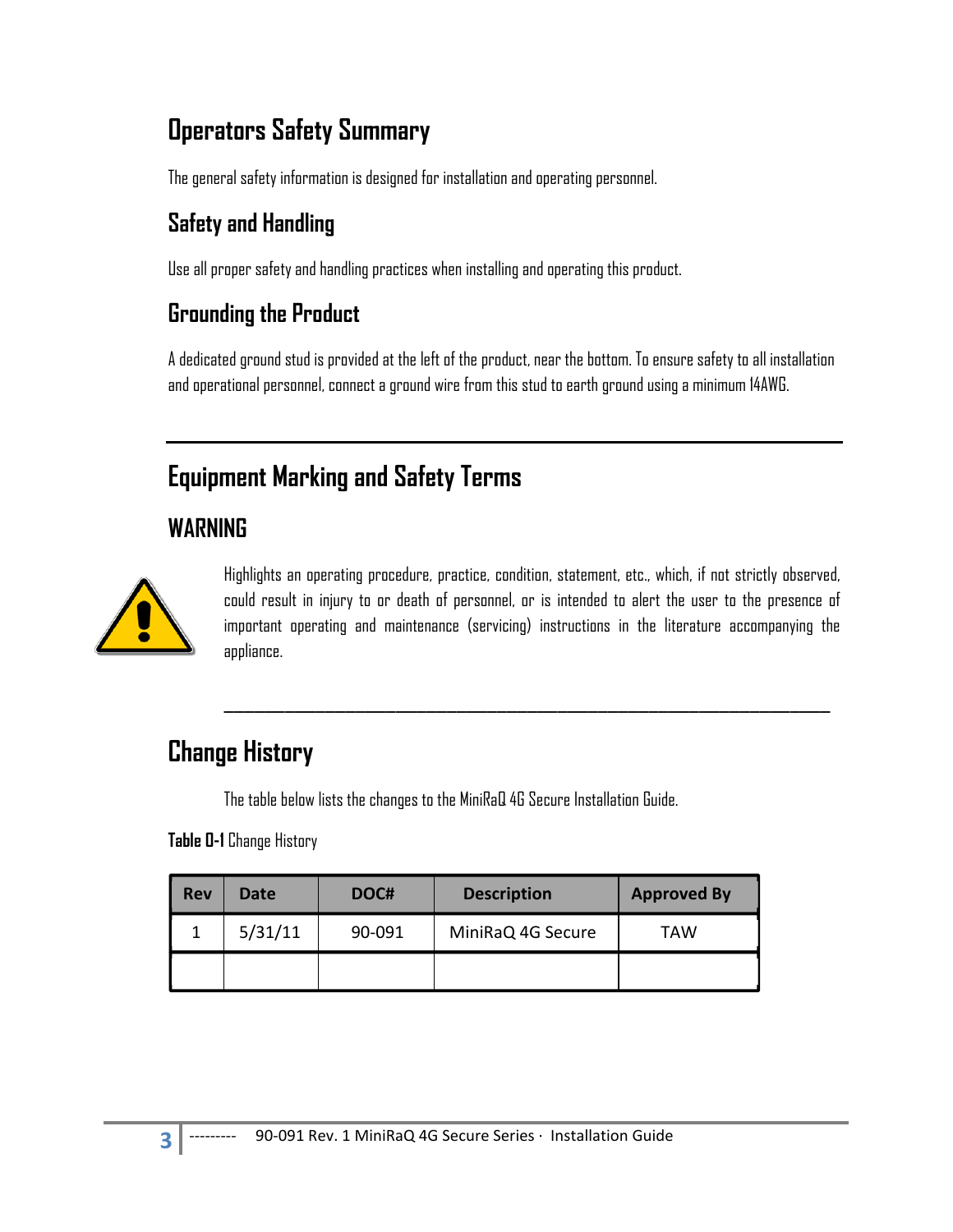# Operators Safety Summary

The general safety information is designed for installation and operating personnel.

## Safety and Handling

Use all proper safety and handling practices when installing and operating this product.

## Grounding the Product

A dedicated ground stud is provided at the left of the product, near the bottom. To ensure safety to all installation and operational personnel, connect a ground wire from this stud to earth ground using a minimum 14AWG.

---

# Equipment Marking and Safety Terms

## WARNING

Highlights an operating procedure, practice, condition, statement, etc., which, if not strictly observed, could result in injury to or death of personnel, or is intended to alert the user to the presence of important operating and maintenance (servicing) instructions in the literature accompanying the appliance.

---

# Change History

The table below lists the changes to the MiniRaQ 4G Secure Installation Guide.

**Table 0-1** Change History

| Rev | Date | DOC# | Description | Approved By |
|---|---|---|---|---|
| 1 | 5/31/11 | 90-091 | MiniRaQ 4G Secure | TAW |
| | | | | |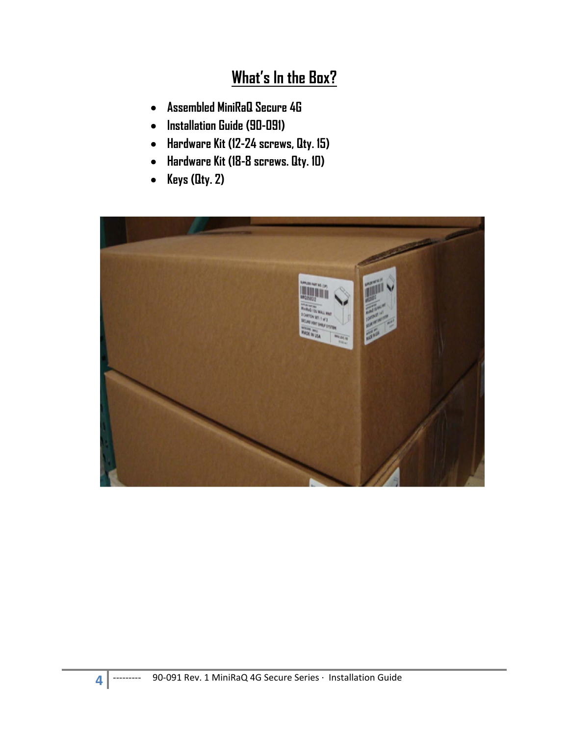# What's In the Box?

- Assembled MiniRaQ Secure 4G
- Installation Guide (90-091)
- Hardware Kit (12-24 screws, Qty. 15)
- Hardware Kit (18-8 screws. Qty. 10)
- Keys (Qty. 2)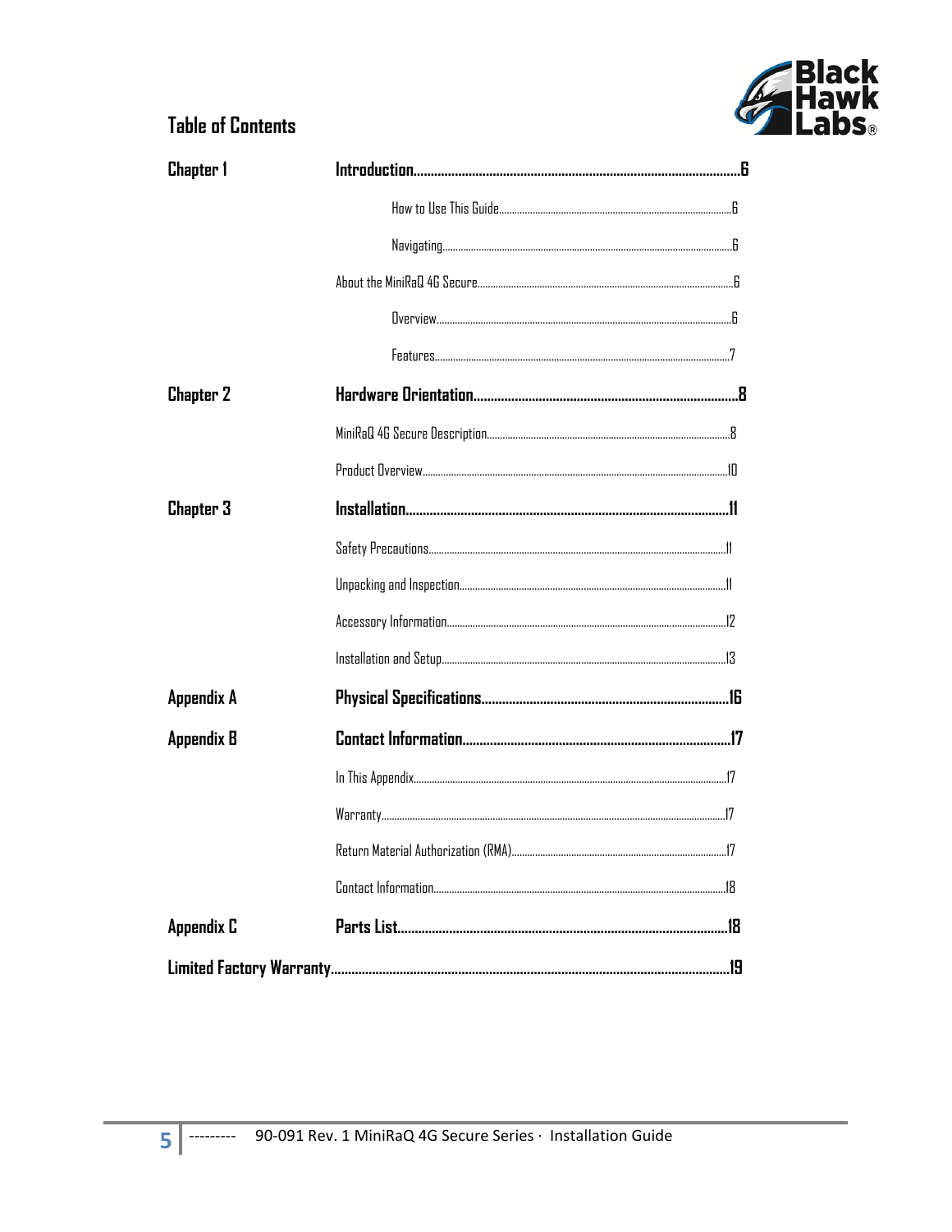# Table of Contents

| | | |
|---|---|---|
| **Chapter 1** | **Introduction** | **6** |
| | How to Use This Guide | 6 |
| | Navigating | 6 |
| | About the MiniRaQ 4G Secure | 6 |
| | Overview | 6 |
| | Features | 7 |
| **Chapter 2** | **Hardware Orientation** | **8** |
| | MiniRaQ 4G Secure Description | 8 |
| | Product Overview | 10 |
| **Chapter 3** | **Installation** | **11** |
| | Safety Precautions | 11 |
| | Unpacking and Inspection | 11 |
| | Accessory Information | 12 |
| | Installation and Setup | 13 |
| **Appendix A** | **Physical Specifications** | **16** |
| **Appendix B** | **Contact Information** | **17** |
| | In This Appendix | 17 |
| | Warranty | 17 |
| | Return Material Authorization (RMA) | 17 |
| | Contact Information | 18 |
| **Appendix C** | **Parts List** | **18** |
| **Limited Factory Warranty** | | **19** |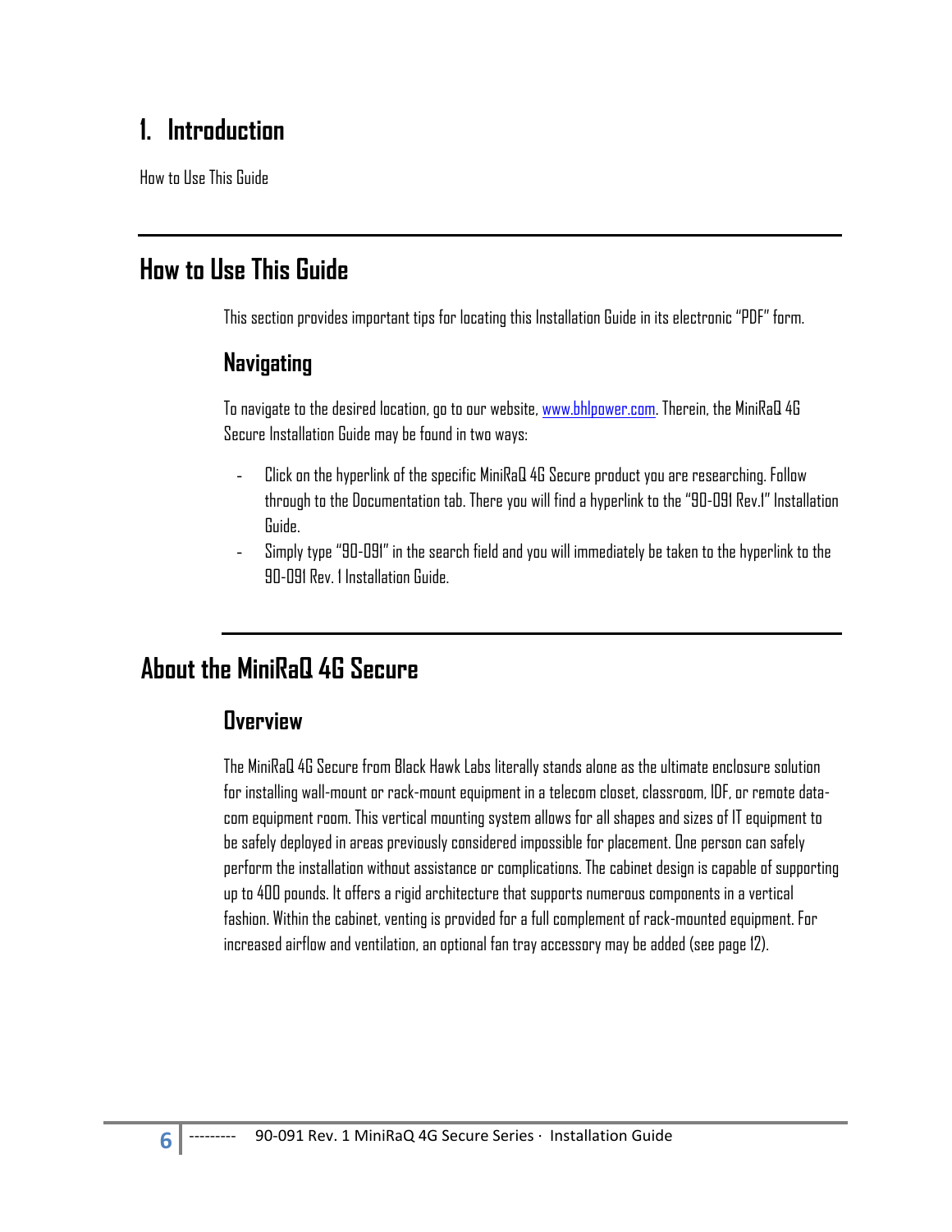# 1. Introduction

How to Use This Guide

## How to Use This Guide

This section provides important tips for locating this Installation Guide in its electronic "PDF" form.

### Navigating

To navigate to the desired location, go to our website, www.bhlpower.com. Therein, the MiniRaQ 4G Secure Installation Guide may be found in two ways:

- Click on the hyperlink of the specific MiniRaQ 4G Secure product you are researching. Follow through to the Documentation tab. There you will find a hyperlink to the "90-091 Rev.1" Installation Guide.
- Simply type "90-091" in the search field and you will immediately be taken to the hyperlink to the 90-091 Rev. 1 Installation Guide.

## About the MiniRaQ 4G Secure

### Overview

The MiniRaQ 4G Secure from Black Hawk Labs literally stands alone as the ultimate enclosure solution for installing wall-mount or rack-mount equipment in a telecom closet, classroom, IDF, or remote data-com equipment room. This vertical mounting system allows for all shapes and sizes of IT equipment to be safely deployed in areas previously considered impossible for placement. One person can safely perform the installation without assistance or complications. The cabinet design is capable of supporting up to 400 pounds. It offers a rigid architecture that supports numerous components in a vertical fashion. Within the cabinet, venting is provided for a full complement of rack-mounted equipment. For increased airflow and ventilation, an optional fan tray accessory may be added (see page 12).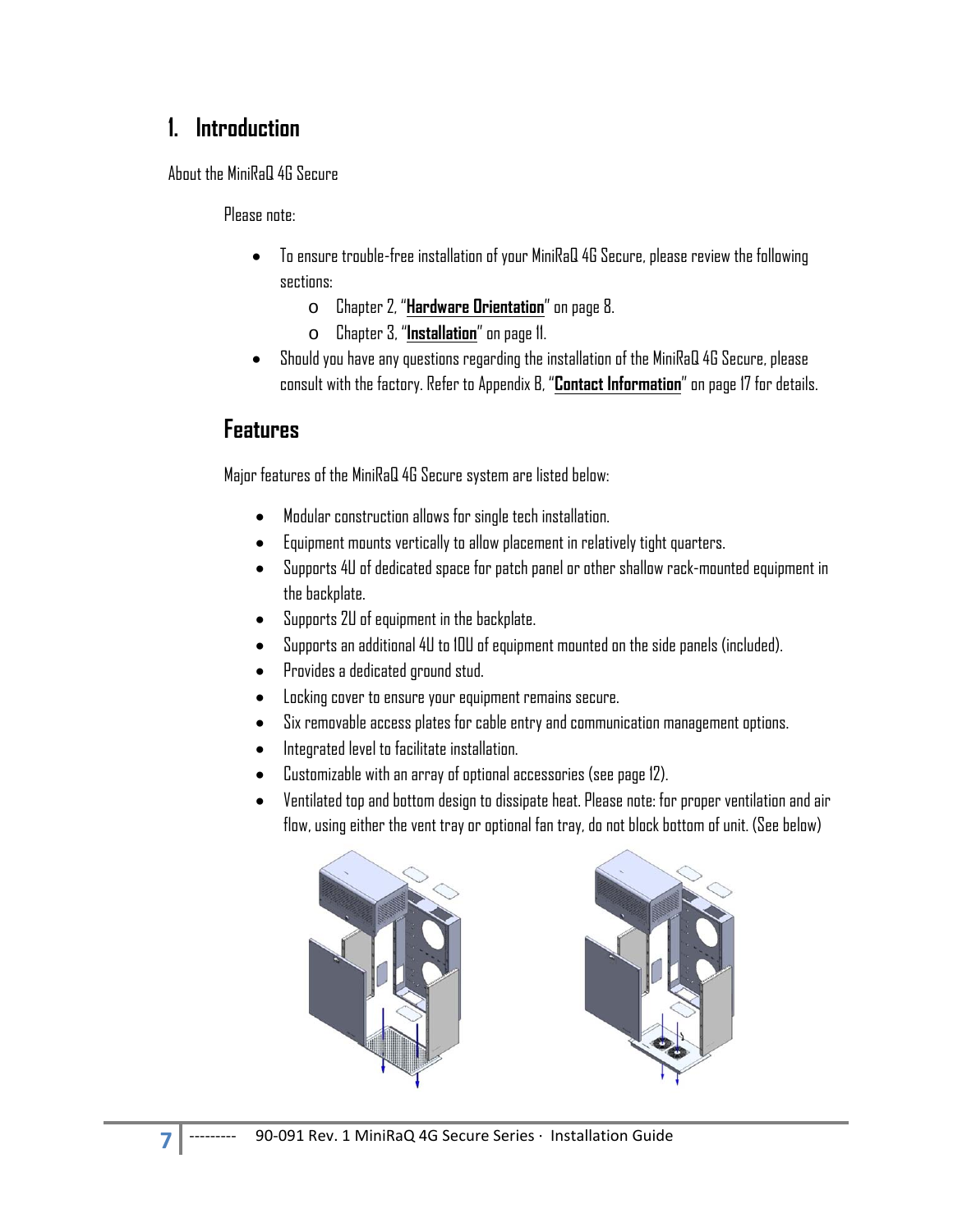# 1. Introduction

About the MiniRaQ 4G Secure

Please note:

- To ensure trouble-free installation of your MiniRaQ 4G Secure, please review the following sections:
  - Chapter 2, "**Hardware Orientation**" on page 8.
  - Chapter 3, "**Installation**" on page 11.
- Should you have any questions regarding the installation of the MiniRaQ 4G Secure, please consult with the factory. Refer to Appendix B, "**Contact Information**" on page 17 for details.

## Features

Major features of the MiniRaQ 4G Secure system are listed below:

- Modular construction allows for single tech installation.
- Equipment mounts vertically to allow placement in relatively tight quarters.
- Supports 4U of dedicated space for patch panel or other shallow rack-mounted equipment in the backplate.
- Supports 2U of equipment in the backplate.
- Supports an additional 4U to 10U of equipment mounted on the side panels (included).
- Provides a dedicated ground stud.
- Locking cover to ensure your equipment remains secure.
- Six removable access plates for cable entry and communication management options.
- Integrated level to facilitate installation.
- Customizable with an array of optional accessories (see page 12).
- Ventilated top and bottom design to dissipate heat. Please note: for proper ventilation and air flow, using either the vent tray or optional fan tray, do not block bottom of unit. (See below)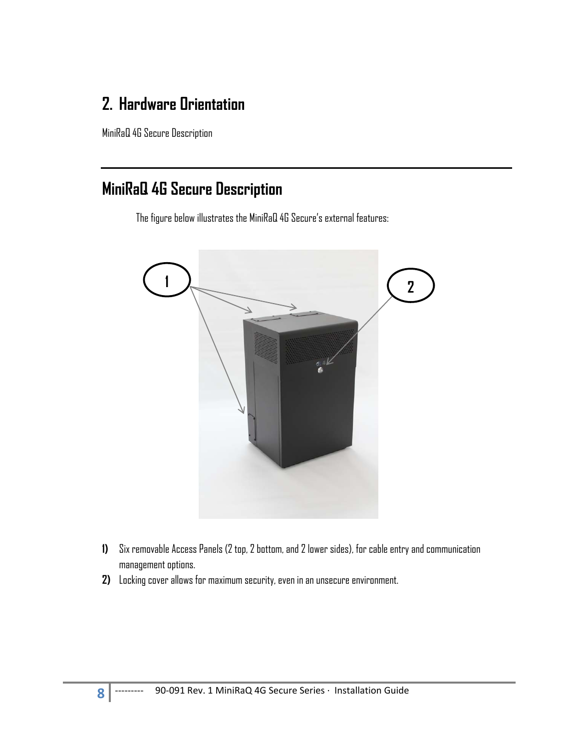# 2. Hardware Orientation

MiniRaQ 4G Secure Description

## MiniRaQ 4G Secure Description

The figure below illustrates the MiniRaQ 4G Secure's external features:

1) Six removable Access Panels (2 top, 2 bottom, and 2 lower sides), for cable entry and communication management options.
2) Locking cover allows for maximum security, even in an unsecure environment.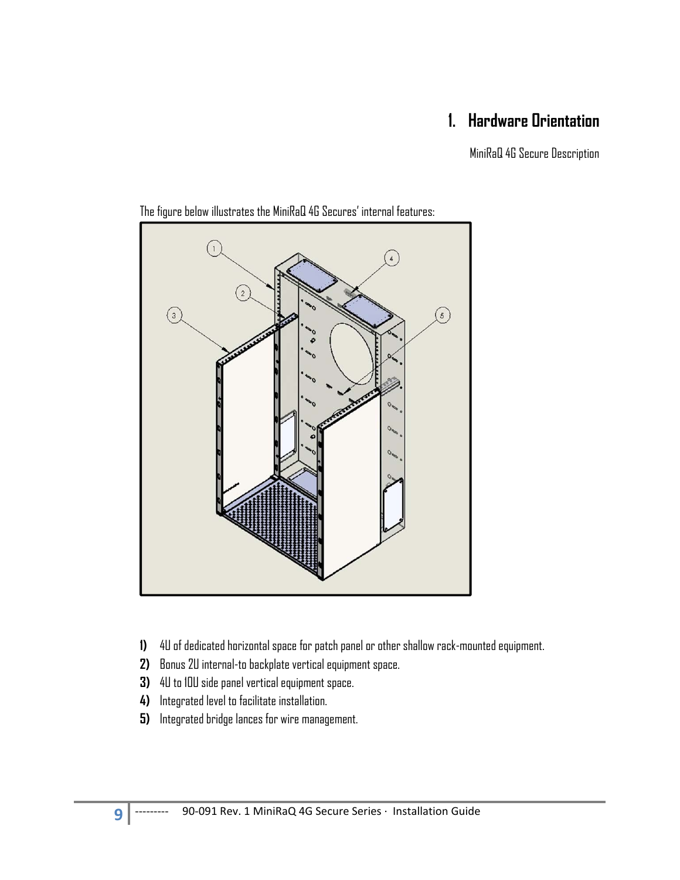# 1. Hardware Orientation

MiniRaQ 4G Secure Description

The figure below illustrates the MiniRaQ 4G Secures' internal features:

1) 4U of dedicated horizontal space for patch panel or other shallow rack-mounted equipment.
2) Bonus 2U internal-to backplate vertical equipment space.
3) 4U to 10U side panel vertical equipment space.
4) Integrated level to facilitate installation.
5) Integrated bridge lances for wire management.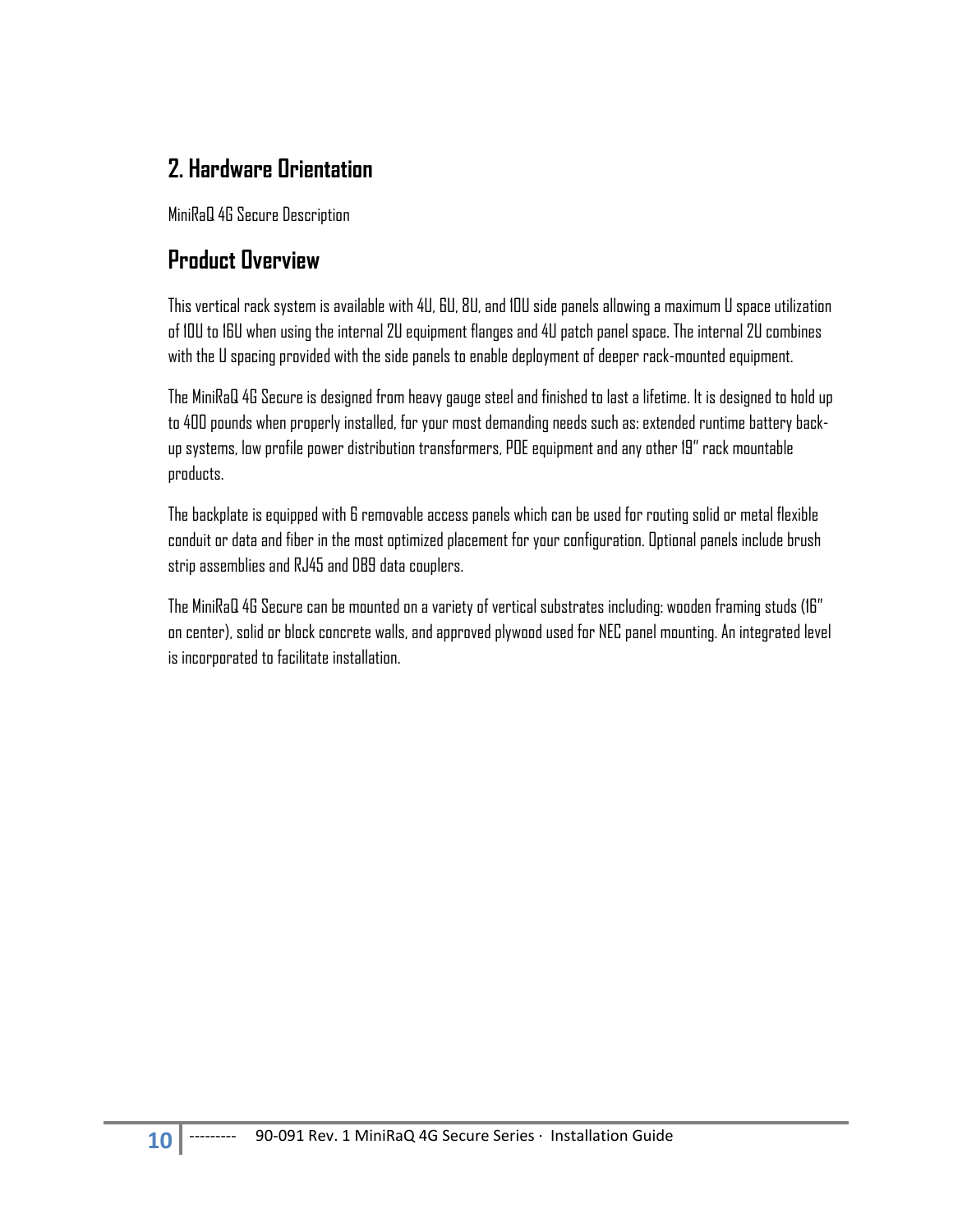# 2. Hardware Orientation

MiniRaQ 4G Secure Description

## Product Overview

This vertical rack system is available with 4U, 6U, 8U, and 10U side panels allowing a maximum U space utilization of 10U to 16U when using the internal 2U equipment flanges and 4U patch panel space. The internal 2U combines with the U spacing provided with the side panels to enable deployment of deeper rack-mounted equipment.

The MiniRaQ 4G Secure is designed from heavy gauge steel and finished to last a lifetime. It is designed to hold up to 400 pounds when properly installed, for your most demanding needs such as: extended runtime battery back-up systems, low profile power distribution transformers, POE equipment and any other 19" rack mountable products.

The backplate is equipped with 6 removable access panels which can be used for routing solid or metal flexible conduit or data and fiber in the most optimized placement for your configuration. Optional panels include brush strip assemblies and RJ45 and DB9 data couplers.

The MiniRaQ 4G Secure can be mounted on a variety of vertical substrates including: wooden framing studs (16" on center), solid or block concrete walls, and approved plywood used for NEC panel mounting. An integrated level is incorporated to facilitate installation.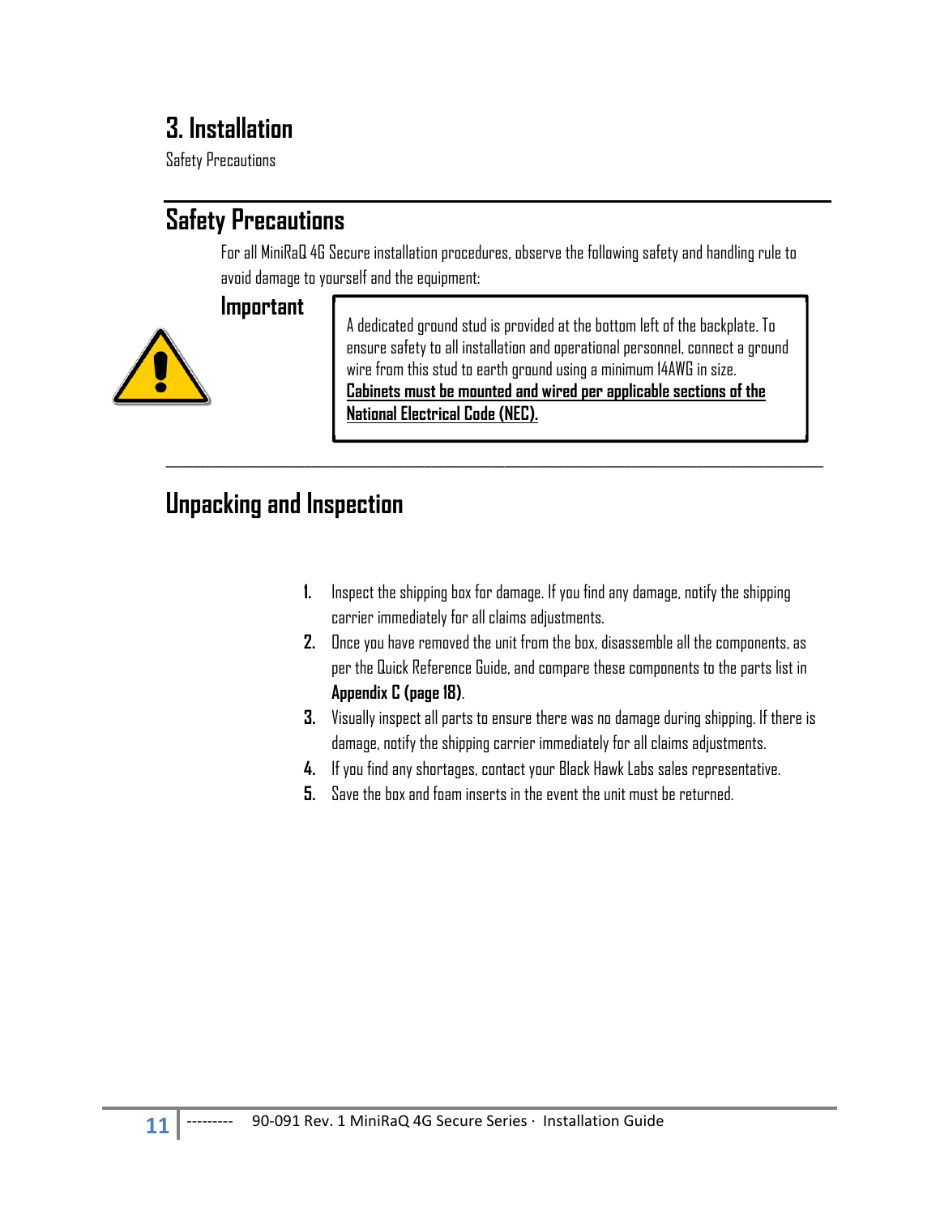# 3. Installation

Safety Precautions

## Safety Precautions

For all MiniRaQ 4G Secure installation procedures, observe the following safety and handling rule to avoid damage to yourself and the equipment:

### Important

A dedicated ground stud is provided at the bottom left of the backplate. To ensure safety to all installation and operational personnel, connect a ground wire from this stud to earth ground using a minimum 14AWG in size. **Cabinets must be mounted and wired per applicable sections of the National Electrical Code (NEC).**

---

## Unpacking and Inspection

1. Inspect the shipping box for damage. If you find any damage, notify the shipping carrier immediately for all claims adjustments.
2. Once you have removed the unit from the box, disassemble all the components, as per the Quick Reference Guide, and compare these components to the parts list in **Appendix C (page 18)**.
3. Visually inspect all parts to ensure there was no damage during shipping. If there is damage, notify the shipping carrier immediately for all claims adjustments.
4. If you find any shortages, contact your Black Hawk Labs sales representative.
5. Save the box and foam inserts in the event the unit must be returned.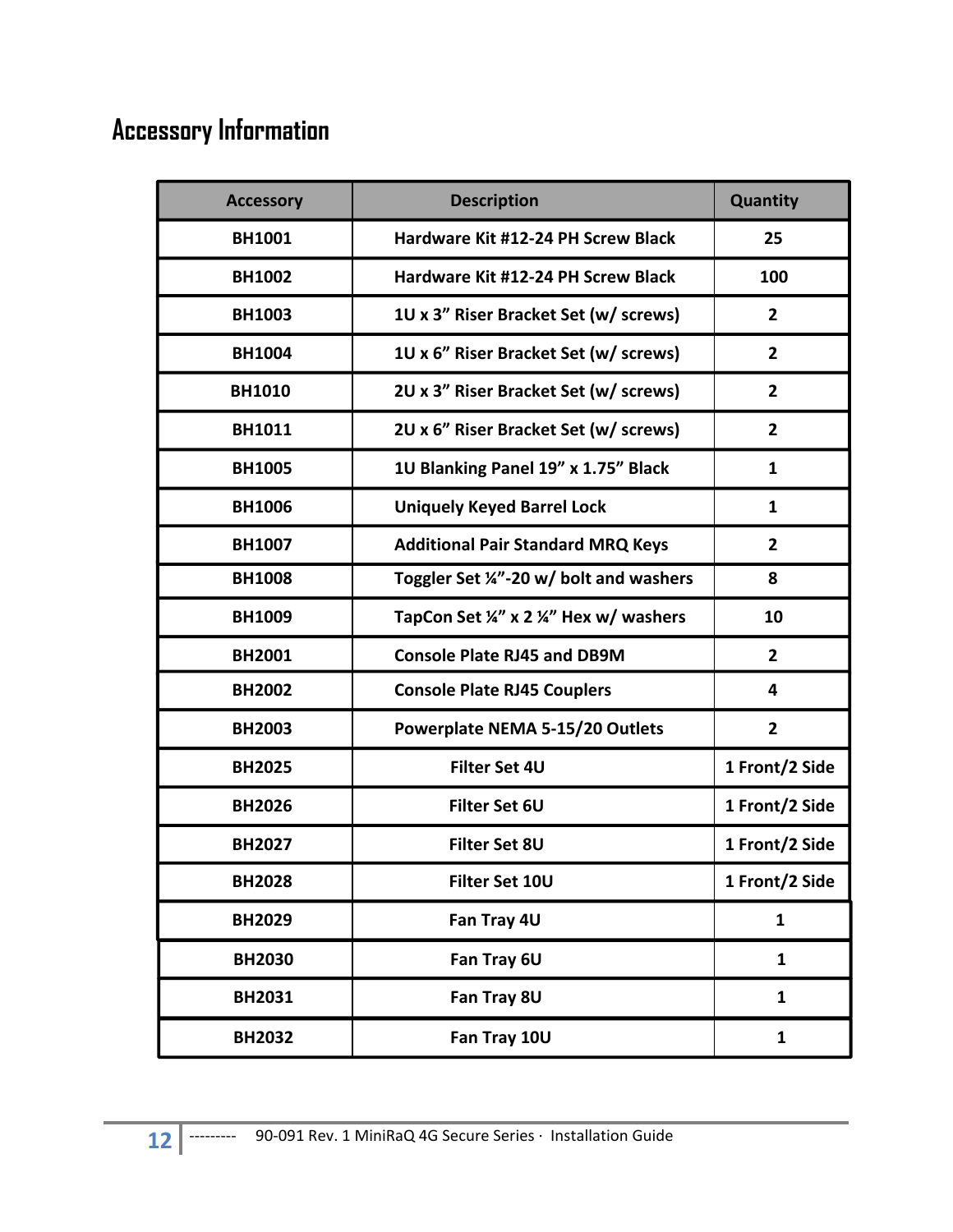# Accessory Information

| Accessory | Description | Quantity |
|---|---|---|
| BH1001 | Hardware Kit #12-24 PH Screw Black | 25 |
| BH1002 | Hardware Kit #12-24 PH Screw Black | 100 |
| BH1003 | 1U x 3" Riser Bracket Set (w/ screws) | 2 |
| BH1004 | 1U x 6" Riser Bracket Set (w/ screws) | 2 |
| BH1010 | 2U x 3" Riser Bracket Set (w/ screws) | 2 |
| BH1011 | 2U x 6" Riser Bracket Set (w/ screws) | 2 |
| BH1005 | 1U Blanking Panel 19" x 1.75" Black | 1 |
| BH1006 | Uniquely Keyed Barrel Lock | 1 |
| BH1007 | Additional Pair Standard MRQ Keys | 2 |
| BH1008 | Toggler Set ¼"-20 w/ bolt and washers | 8 |
| BH1009 | TapCon Set ¼" x 2 ¼" Hex w/ washers | 10 |
| BH2001 | Console Plate RJ45 and DB9M | 2 |
| BH2002 | Console Plate RJ45 Couplers | 4 |
| BH2003 | Powerplate NEMA 5-15/20 Outlets | 2 |
| BH2025 | Filter Set 4U | 1 Front/2 Side |
| BH2026 | Filter Set 6U | 1 Front/2 Side |
| BH2027 | Filter Set 8U | 1 Front/2 Side |
| BH2028 | Filter Set 10U | 1 Front/2 Side |
| BH2029 | Fan Tray 4U | 1 |
| BH2030 | Fan Tray 6U | 1 |
| BH2031 | Fan Tray 8U | 1 |
| BH2032 | Fan Tray 10U | 1 |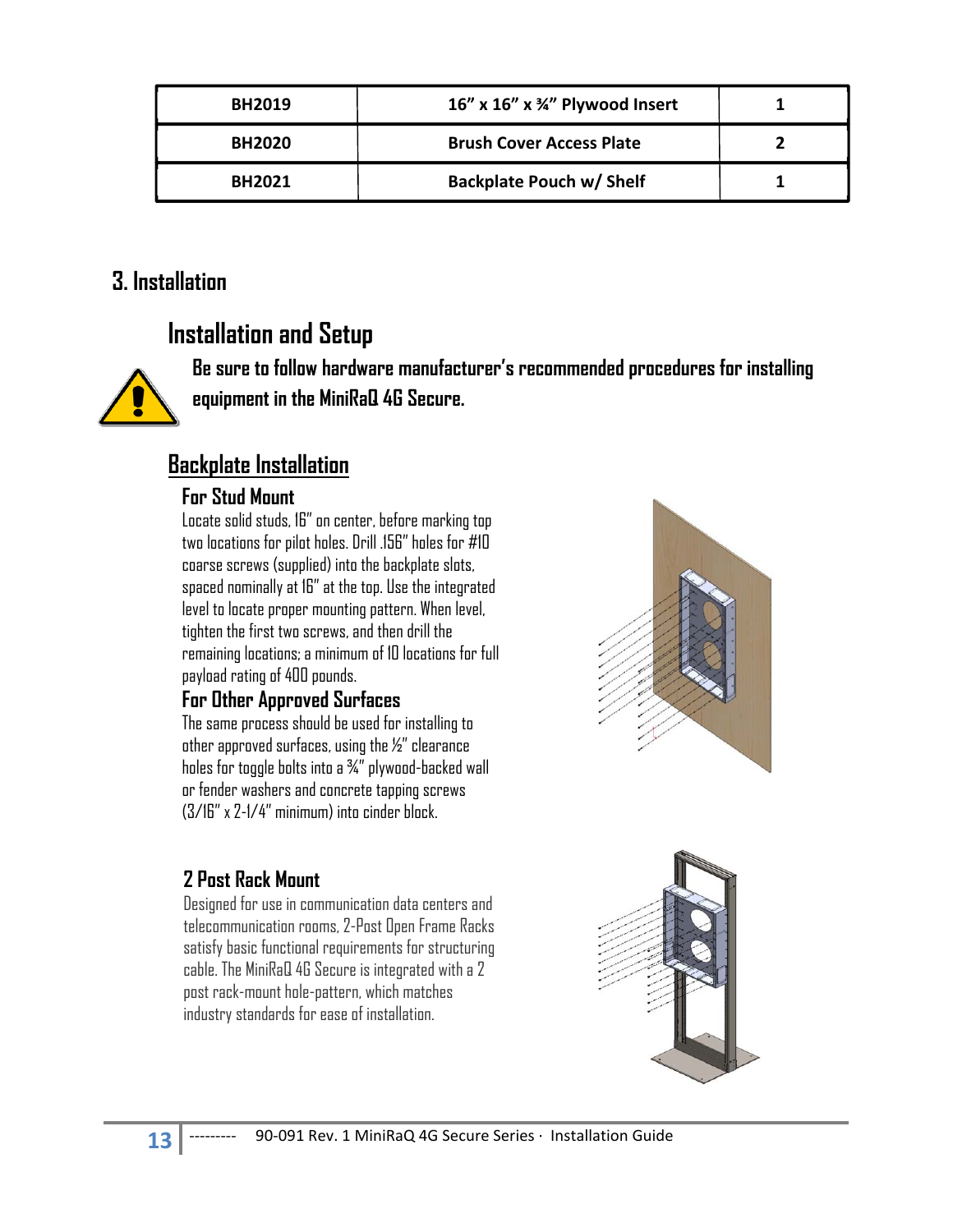| BH2019 | 16” x 16” x ¾” Plywood Insert | 1 |
| --- | --- | --- |
| BH2020 | Brush Cover Access Plate | 2 |
| BH2021 | Backplate Pouch w/ Shelf | 1 |

# 3. Installation

## Installation and Setup

**Be sure to follow hardware manufacturer’s recommended procedures for installing equipment in the MiniRaQ 4G Secure.**

### Backplate Installation

#### For Stud Mount

Locate solid studs, 16” on center, before marking top two locations for pilot holes. Drill .156” holes for #10 coarse screws (supplied) into the backplate slots, spaced nominally at 16” at the top. Use the integrated level to locate proper mounting pattern. When level, tighten the first two screws, and then drill the remaining locations; a minimum of 10 locations for full payload rating of 400 pounds.

#### For Other Approved Surfaces

The same process should be used for installing to other approved surfaces, using the ½” clearance holes for toggle bolts into a ¾” plywood-backed wall or fender washers and concrete tapping screws (3/16” x 2-1/4” minimum) into cinder block.

#### 2 Post Rack Mount

Designed for use in communication data centers and telecommunication rooms, 2-Post Open Frame Racks satisfy basic functional requirements for structuring cable. The MiniRaQ 4G Secure is integrated with a 2 post rack-mount hole-pattern, which matches industry standards for ease of installation.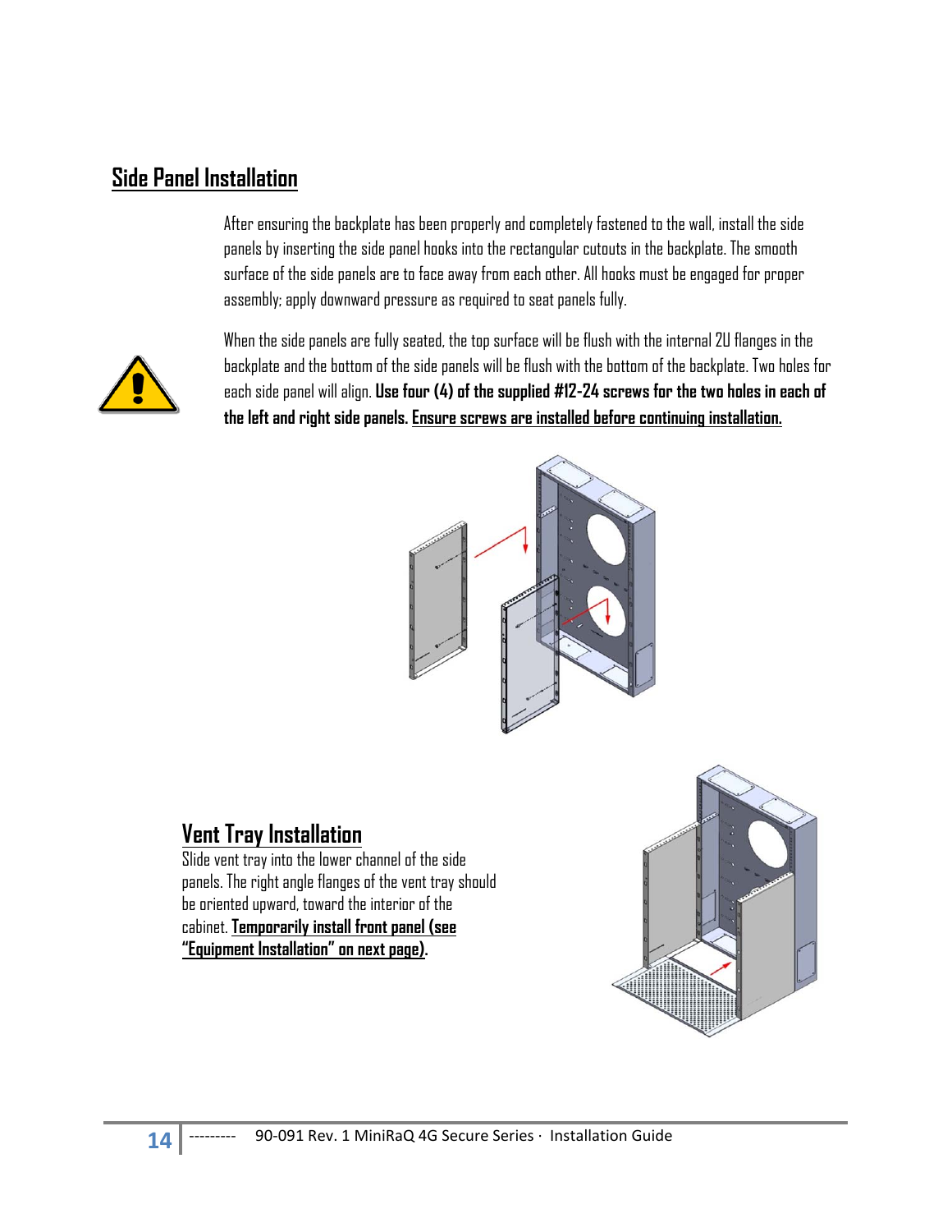## Side Panel Installation

After ensuring the backplate has been properly and completely fastened to the wall, install the side panels by inserting the side panel hooks into the rectangular cutouts in the backplate. The smooth surface of the side panels are to face away from each other. All hooks must be engaged for proper assembly; apply downward pressure as required to seat panels fully.

When the side panels are fully seated, the top surface will be flush with the internal 2U flanges in the backplate and the bottom of the side panels will be flush with the bottom of the backplate. Two holes for each side panel will align. **Use four (4) of the supplied #12-24 screws for the two holes in each of the left and right side panels. <u>Ensure screws are installed before continuing installation.</u>**

## Vent Tray Installation

Slide vent tray into the lower channel of the side panels. The right angle flanges of the vent tray should be oriented upward, toward the interior of the cabinet. **<u>Temporarily install front panel (see "Equipment Installation" on next page)</u>.**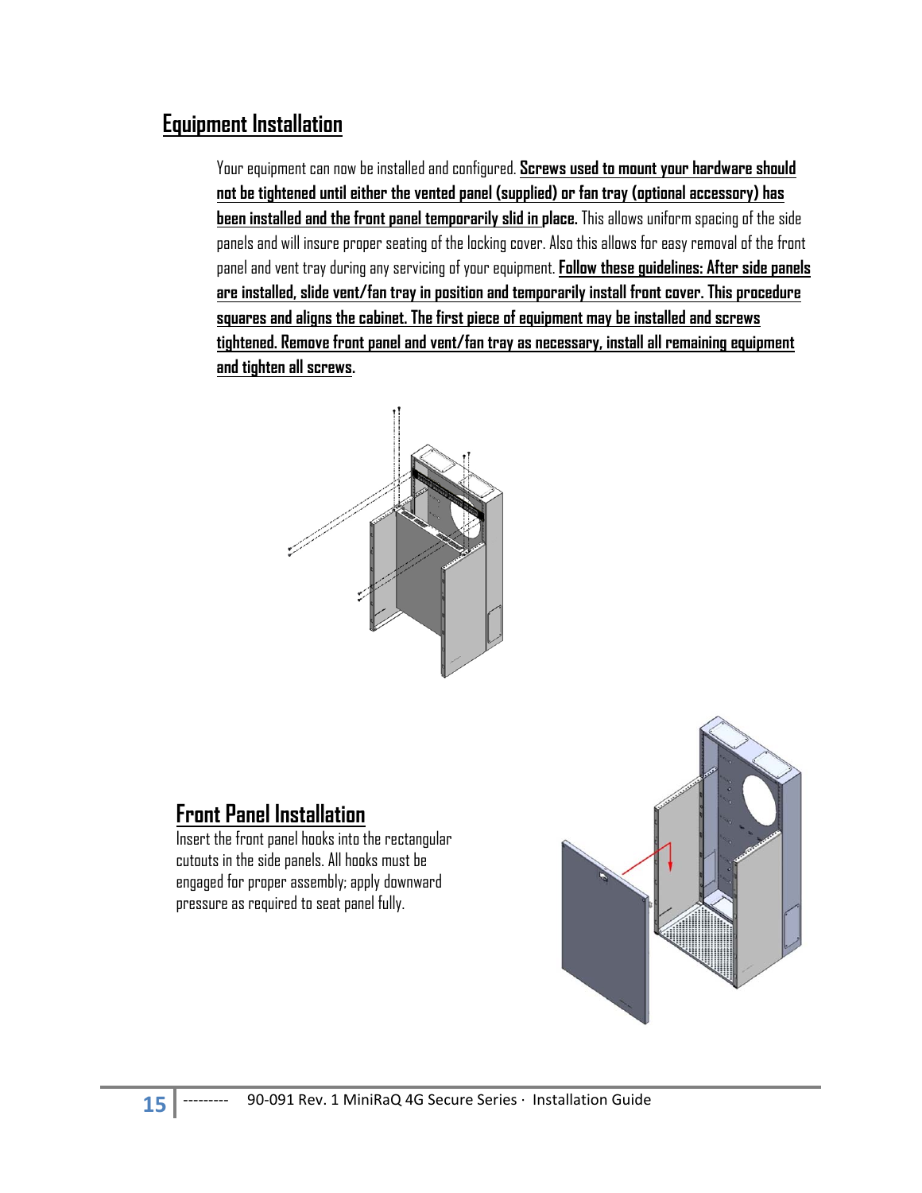## Equipment Installation

Your equipment can now be installed and configured. **Screws used to mount your hardware should not be tightened until either the vented panel (supplied) or fan tray (optional accessory) has been installed and the front panel temporarily slid in place.** This allows uniform spacing of the side panels and will insure proper seating of the locking cover. Also this allows for easy removal of the front panel and vent tray during any servicing of your equipment. **Follow these guidelines: After side panels are installed, slide vent/fan tray in position and temporarily install front cover. This procedure squares and aligns the cabinet. The first piece of equipment may be installed and screws tightened. Remove front panel and vent/fan tray as necessary, install all remaining equipment and tighten all screws.**

## Front Panel Installation

Insert the front panel hooks into the rectangular cutouts in the side panels. All hooks must be engaged for proper assembly; apply downward pressure as required to seat panel fully.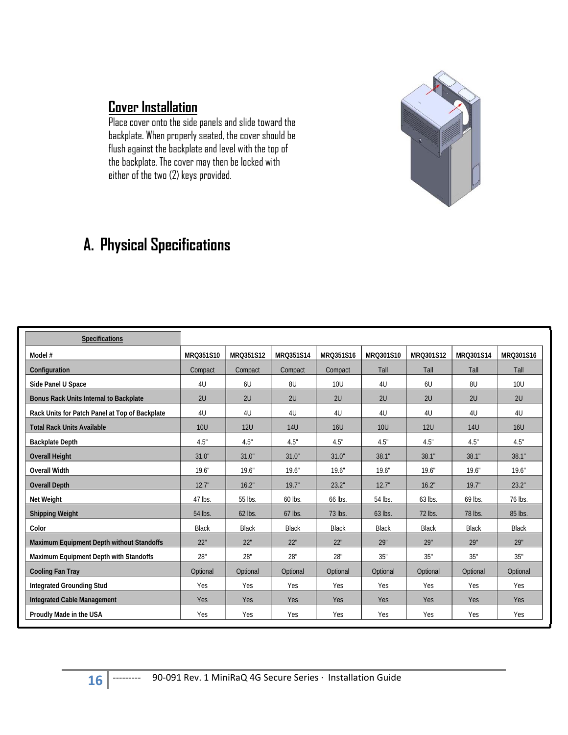## Cover Installation

Place cover onto the side panels and slide toward the backplate. When properly seated, the cover should be flush against the backplate and level with the top of the backplate. The cover may then be locked with either of the two (2) keys provided.

# A. Physical Specifications

| Specifications | | | | | | | | |
|---|---|---|---|---|---|---|---|---|
| Model # | MRQ351S10 | MRQ351S12 | MRQ351S14 | MRQ351S16 | MRQ301S10 | MRQ301S12 | MRQ301S14 | MRQ301S16 |
| Configuration | Compact | Compact | Compact | Compact | Tall | Tall | Tall | Tall |
| Side Panel U Space | 4U | 6U | 8U | 10U | 4U | 6U | 8U | 10U |
| Bonus Rack Units Internal to Backplate | 2U | 2U | 2U | 2U | 2U | 2U | 2U | 2U |
| Rack Units for Patch Panel at Top of Backplate | 4U | 4U | 4U | 4U | 4U | 4U | 4U | 4U |
| Total Rack Units Available | 10U | 12U | 14U | 16U | 10U | 12U | 14U | 16U |
| Backplate Depth | 4.5" | 4.5" | 4.5" | 4.5" | 4.5" | 4.5" | 4.5" | 4.5" |
| Overall Height | 31.0" | 31.0" | 31.0" | 31.0" | 38.1" | 38.1" | 38.1" | 38.1" |
| Overall Width | 19.6" | 19.6" | 19.6" | 19.6" | 19.6" | 19.6" | 19.6" | 19.6" |
| Overall Depth | 12.7" | 16.2" | 19.7" | 23.2" | 12.7" | 16.2" | 19.7" | 23.2" |
| Net Weight | 47 lbs. | 55 lbs. | 60 lbs. | 66 lbs. | 54 lbs. | 63 lbs. | 69 lbs. | 76 lbs. |
| Shipping Weight | 54 lbs. | 62 lbs. | 67 lbs. | 73 lbs. | 63 lbs. | 72 lbs. | 78 lbs. | 85 lbs. |
| Color | Black | Black | Black | Black | Black | Black | Black | Black |
| Maximum Equipment Depth without Standoffs | 22" | 22" | 22" | 22" | 29" | 29" | 29" | 29" |
| Maximum Equipment Depth with Standoffs | 28" | 28" | 28" | 28" | 35" | 35" | 35" | 35" |
| Cooling Fan Tray | Optional | Optional | Optional | Optional | Optional | Optional | Optional | Optional |
| Integrated Grounding Stud | Yes | Yes | Yes | Yes | Yes | Yes | Yes | Yes |
| Integrated Cable Management | Yes | Yes | Yes | Yes | Yes | Yes | Yes | Yes |
| Proudly Made in the USA | Yes | Yes | Yes | Yes | Yes | Yes | Yes | Yes |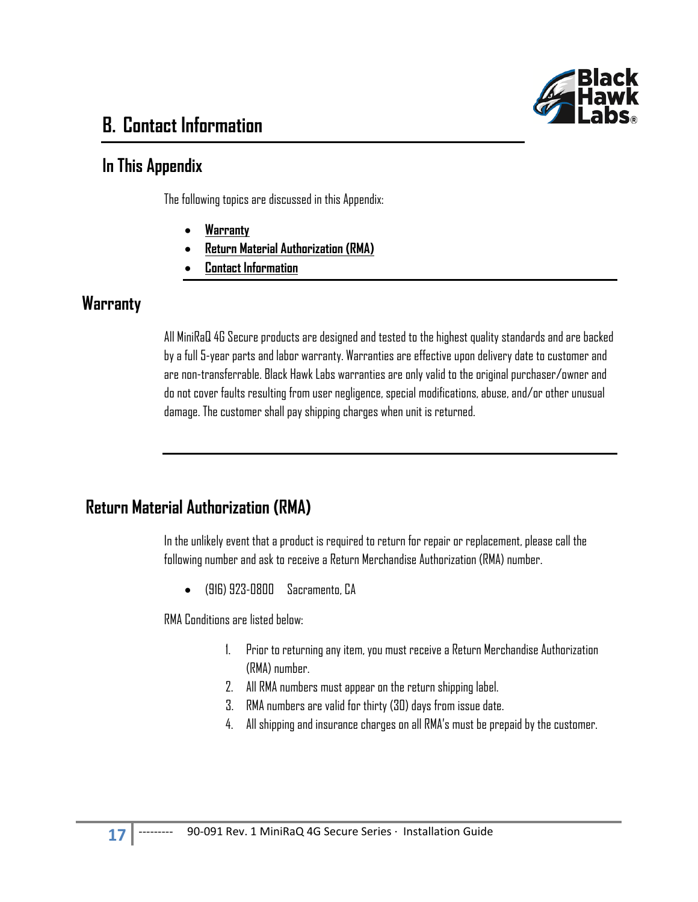# B. Contact Information

## In This Appendix

The following topics are discussed in this Appendix:

- Warranty
- Return Material Authorization (RMA)
- Contact Information

## Warranty

All MiniRaQ 4G Secure products are designed and tested to the highest quality standards and are backed by a full 5-year parts and labor warranty. Warranties are effective upon delivery date to customer and are non-transferrable. Black Hawk Labs warranties are only valid to the original purchaser/owner and do not cover faults resulting from user negligence, special modifications, abuse, and/or other unusual damage. The customer shall pay shipping charges when unit is returned.

## Return Material Authorization (RMA)

In the unlikely event that a product is required to return for repair or replacement, please call the following number and ask to receive a Return Merchandise Authorization (RMA) number.

- (916) 923-0800 Sacramento, CA

RMA Conditions are listed below:

1. Prior to returning any item, you must receive a Return Merchandise Authorization (RMA) number.
2. All RMA numbers must appear on the return shipping label.
3. RMA numbers are valid for thirty (30) days from issue date.
4. All shipping and insurance charges on all RMA's must be prepaid by the customer.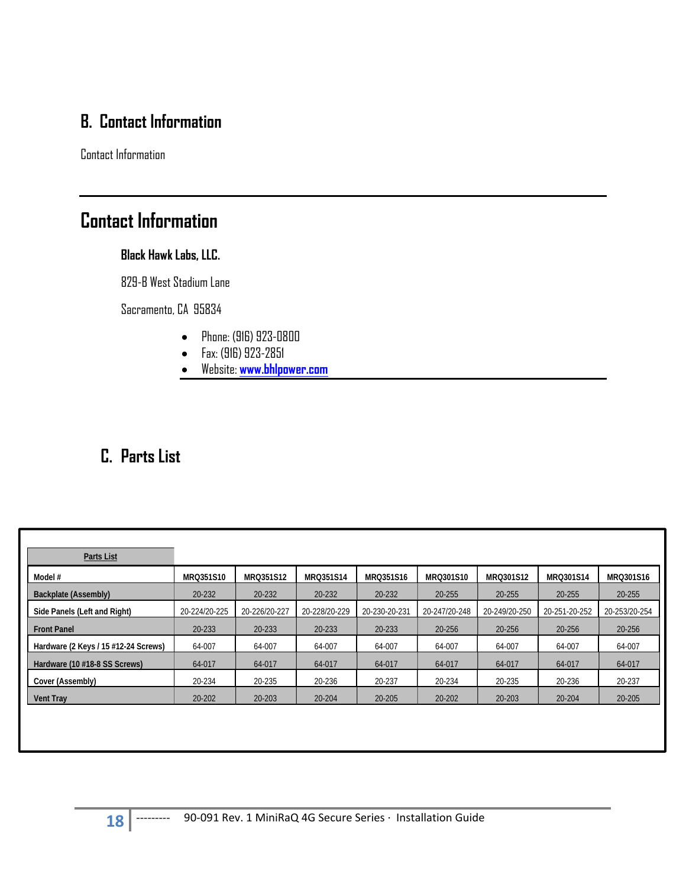## B. Contact Information

Contact Information

# Contact Information

**Black Hawk Labs, LLC.**

829-B West Stadium Lane

Sacramento, CA 95834

- Phone: (916) 923-0800
- Fax: (916) 923-2851
- Website: **www.bhlpower.com**

## C. Parts List

| Parts List | | | | | | | | |
|---|---|---|---|---|---|---|---|---|
| **Model #** | **MRQ351S10** | **MRQ351S12** | **MRQ351S14** | **MRQ351S16** | **MRQ301S10** | **MRQ301S12** | **MRQ301S14** | **MRQ301S16** |
| **Backplate (Assembly)** | 20-232 | 20-232 | 20-232 | 20-232 | 20-255 | 20-255 | 20-255 | 20-255 |
| **Side Panels (Left and Right)** | 20-224/20-225 | 20-226/20-227 | 20-228/20-229 | 20-230-20-231 | 20-247/20-248 | 20-249/20-250 | 20-251-20-252 | 20-253/20-254 |
| **Front Panel** | 20-233 | 20-233 | 20-233 | 20-233 | 20-256 | 20-256 | 20-256 | 20-256 |
| **Hardware (2 Keys / 15 #12-24 Screws)** | 64-007 | 64-007 | 64-007 | 64-007 | 64-007 | 64-007 | 64-007 | 64-007 |
| **Hardware (10 #18-8 SS Screws)** | 64-017 | 64-017 | 64-017 | 64-017 | 64-017 | 64-017 | 64-017 | 64-017 |
| **Cover (Assembly)** | 20-234 | 20-235 | 20-236 | 20-237 | 20-234 | 20-235 | 20-236 | 20-237 |
| **Vent Tray** | 20-202 | 20-203 | 20-204 | 20-205 | 20-202 | 20-203 | 20-204 | 20-205 |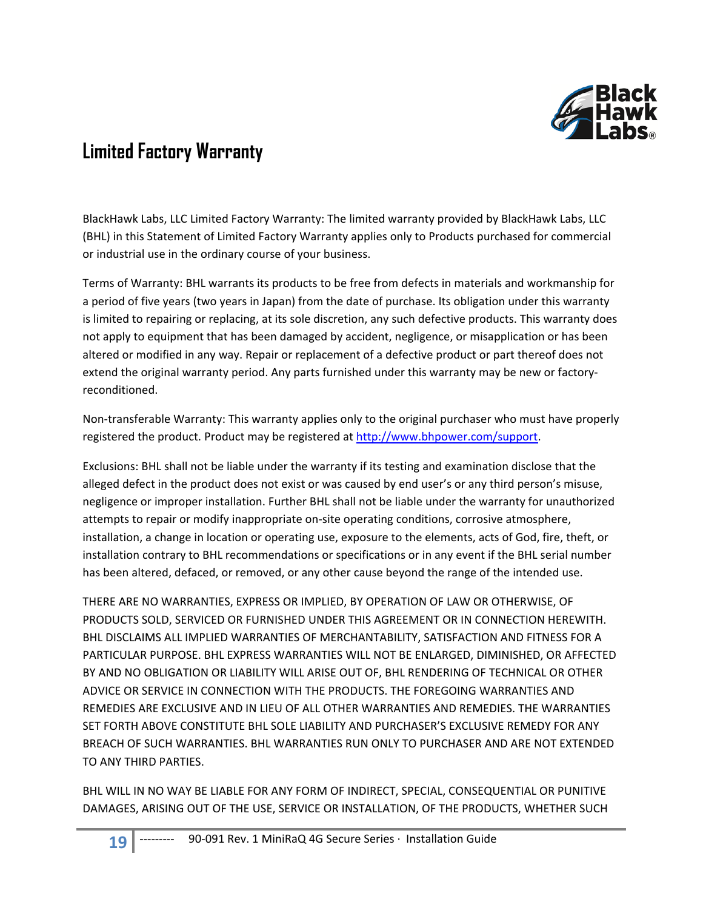# Limited Factory Warranty

BlackHawk Labs, LLC Limited Factory Warranty: The limited warranty provided by BlackHawk Labs, LLC (BHL) in this Statement of Limited Factory Warranty applies only to Products purchased for commercial or industrial use in the ordinary course of your business.

Terms of Warranty: BHL warrants its products to be free from defects in materials and workmanship for a period of five years (two years in Japan) from the date of purchase. Its obligation under this warranty is limited to repairing or replacing, at its sole discretion, any such defective products. This warranty does not apply to equipment that has been damaged by accident, negligence, or misapplication or has been altered or modified in any way. Repair or replacement of a defective product or part thereof does not extend the original warranty period. Any parts furnished under this warranty may be new or factory-reconditioned.

Non-transferable Warranty: This warranty applies only to the original purchaser who must have properly registered the product. Product may be registered at [http://www.bhpower.com/support](http://www.bhpower.com/support).

Exclusions: BHL shall not be liable under the warranty if its testing and examination disclose that the alleged defect in the product does not exist or was caused by end user's or any third person's misuse, negligence or improper installation. Further BHL shall not be liable under the warranty for unauthorized attempts to repair or modify inappropriate on-site operating conditions, corrosive atmosphere, installation, a change in location or operating use, exposure to the elements, acts of God, fire, theft, or installation contrary to BHL recommendations or specifications or in any event if the BHL serial number has been altered, defaced, or removed, or any other cause beyond the range of the intended use.

THERE ARE NO WARRANTIES, EXPRESS OR IMPLIED, BY OPERATION OF LAW OR OTHERWISE, OF PRODUCTS SOLD, SERVICED OR FURNISHED UNDER THIS AGREEMENT OR IN CONNECTION HEREWITH. BHL DISCLAIMS ALL IMPLIED WARRANTIES OF MERCHANTABILITY, SATISFACTION AND FITNESS FOR A PARTICULAR PURPOSE. BHL EXPRESS WARRANTIES WILL NOT BE ENLARGED, DIMINISHED, OR AFFECTED BY AND NO OBLIGATION OR LIABILITY WILL ARISE OUT OF, BHL RENDERING OF TECHNICAL OR OTHER ADVICE OR SERVICE IN CONNECTION WITH THE PRODUCTS. THE FOREGOING WARRANTIES AND REMEDIES ARE EXCLUSIVE AND IN LIEU OF ALL OTHER WARRANTIES AND REMEDIES. THE WARRANTIES SET FORTH ABOVE CONSTITUTE BHL SOLE LIABILITY AND PURCHASER'S EXCLUSIVE REMEDY FOR ANY BREACH OF SUCH WARRANTIES. BHL WARRANTIES RUN ONLY TO PURCHASER AND ARE NOT EXTENDED TO ANY THIRD PARTIES.

BHL WILL IN NO WAY BE LIABLE FOR ANY FORM OF INDIRECT, SPECIAL, CONSEQUENTIAL OR PUNITIVE DAMAGES, ARISING OUT OF THE USE, SERVICE OR INSTALLATION, OF THE PRODUCTS, WHETHER SUCH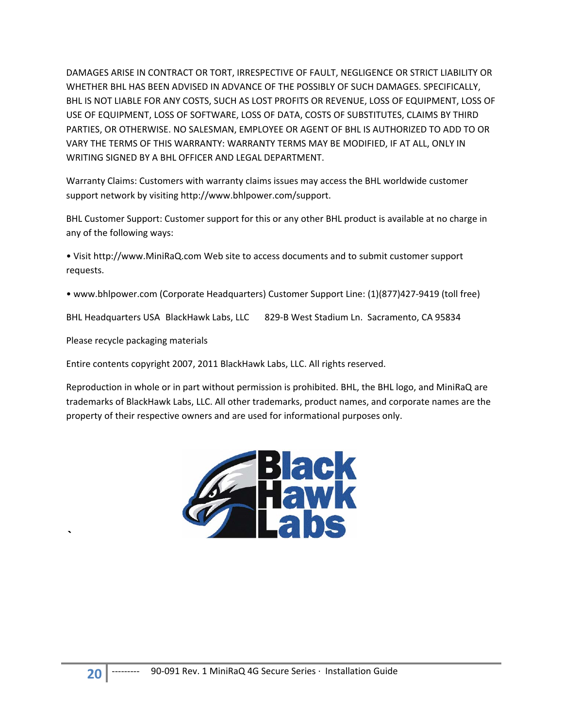DAMAGES ARISE IN CONTRACT OR TORT, IRRESPECTIVE OF FAULT, NEGLIGENCE OR STRICT LIABILITY OR WHETHER BHL HAS BEEN ADVISED IN ADVANCE OF THE POSSIBLY OF SUCH DAMAGES. SPECIFICALLY, BHL IS NOT LIABLE FOR ANY COSTS, SUCH AS LOST PROFITS OR REVENUE, LOSS OF EQUIPMENT, LOSS OF USE OF EQUIPMENT, LOSS OF SOFTWARE, LOSS OF DATA, COSTS OF SUBSTITUTES, CLAIMS BY THIRD PARTIES, OR OTHERWISE. NO SALESMAN, EMPLOYEE OR AGENT OF BHL IS AUTHORIZED TO ADD TO OR VARY THE TERMS OF THIS WARRANTY: WARRANTY TERMS MAY BE MODIFIED, IF AT ALL, ONLY IN WRITING SIGNED BY A BHL OFFICER AND LEGAL DEPARTMENT.

Warranty Claims: Customers with warranty claims issues may access the BHL worldwide customer support network by visiting http://www.bhlpower.com/support.

BHL Customer Support: Customer support for this or any other BHL product is available at no charge in any of the following ways:

• Visit http://www.MiniRaQ.com Web site to access documents and to submit customer support requests.

• www.bhlpower.com (Corporate Headquarters) Customer Support Line: (1)(877)427-9419 (toll free)

BHL Headquarters USA BlackHawk Labs, LLC 829-B West Stadium Ln. Sacramento, CA 95834

Please recycle packaging materials

Entire contents copyright 2007, 2011 BlackHawk Labs, LLC. All rights reserved.

Reproduction in whole or in part without permission is prohibited. BHL, the BHL logo, and MiniRaQ are trademarks of BlackHawk Labs, LLC. All other trademarks, product names, and corporate names are the property of their respective owners and are used for informational purposes only.

Black Hawk Labs